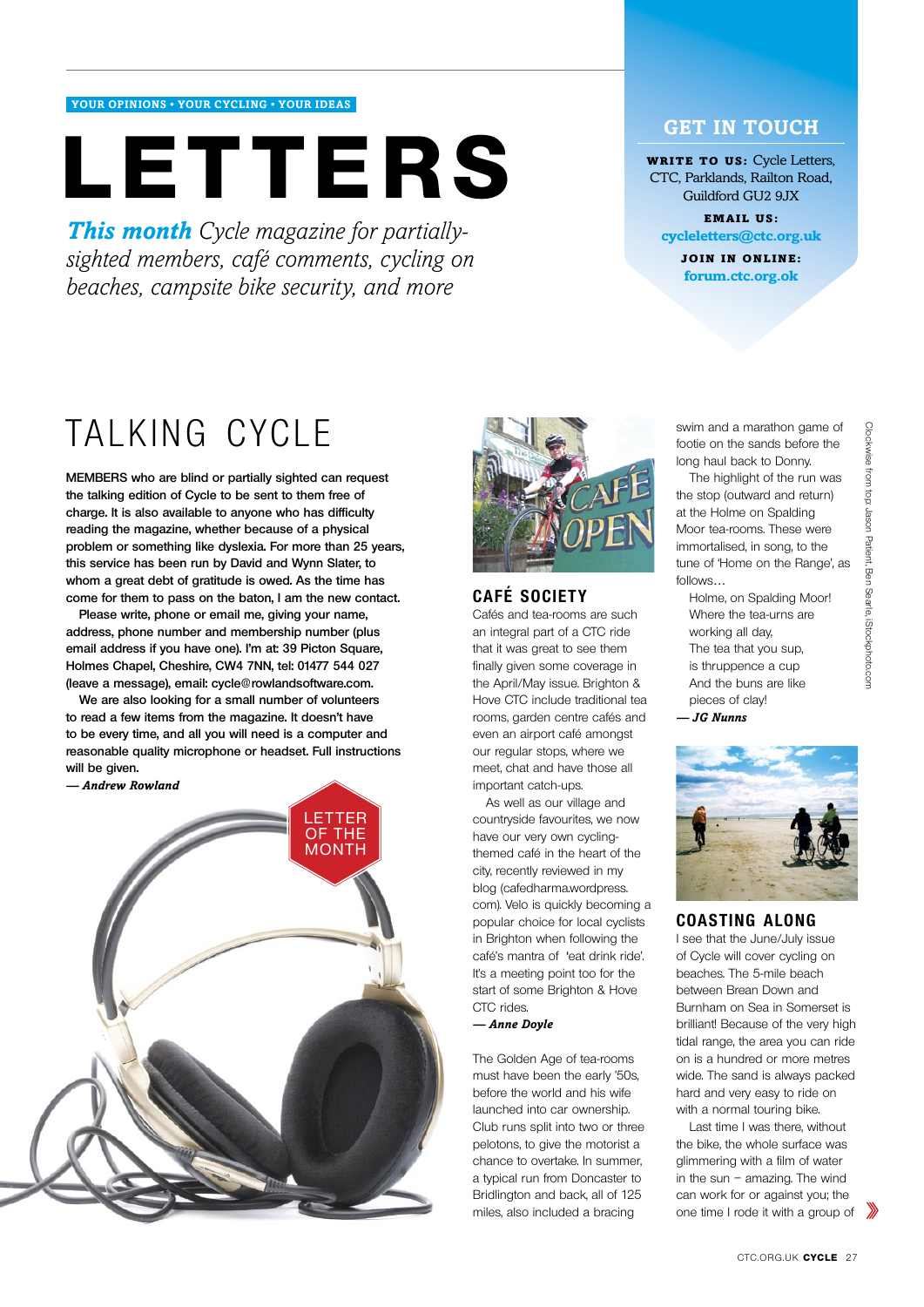YOUR OPINIONS • YOUR CYCLING • YOUR IDEAS

# LETTERS

***This month*** *Cycle magazine for partially-sighted members, café comments, cycling on beaches, campsite bike security, and more*

## GET IN TOUCH

**WRITE TO US:** Cycle Letters, CTC, Parklands, Railton Road, Guildford GU2 9JX

**EMAIL US:** cycleletters@ctc.org.uk

**JOIN IN ONLINE:** forum.ctc.org.ok

## TALKING CYCLE

LETTER OF THE MONTH

**MEMBERS who are blind or partially sighted can request the talking edition of Cycle to be sent to them free of charge. It is also available to anyone who has difficulty reading the magazine, whether because of a physical problem or something like dyslexia. For more than 25 years, this service has been run by David and Wynn Slater, to whom a great debt of gratitude is owed. As the time has come for them to pass on the baton, I am the new contact.**

**Please write, phone or email me, giving your name, address, phone number and membership number (plus email address if you have one). I'm at: 39 Picton Square, Holmes Chapel, Cheshire, CW4 7NN, tel: 01477 544 027 (leave a message), email: cycle@rowlandsoftware.com.**

**We are also looking for a small number of volunteers to read a few items from the magazine. It doesn't have to be every time, and all you will need is a computer and reasonable quality microphone or headset. Full instructions will be given.**

***— Andrew Rowland***

## CAFÉ SOCIETY

Cafés and tea-rooms are such an integral part of a CTC ride that it was great to see them finally given some coverage in the April/May issue. Brighton & Hove CTC include traditional tea rooms, garden centre cafés and even an airport café amongst our regular stops, where we meet, chat and have those all important catch-ups.

As well as our village and countryside favourites, we now have our very own cycling-themed café in the heart of the city, recently reviewed in my blog (cafedharma.wordpress.com). Velo is quickly becoming a popular choice for local cyclists in Brighton when following the café's mantra of 'eat drink ride'. It's a meeting point too for the start of some Brighton & Hove CTC rides.

***— Anne Doyle***

The Golden Age of tea-rooms must have been the early '50s, before the world and his wife launched into car ownership. Club runs split into two or three pelotons, to give the motorist a chance to overtake. In summer, a typical run from Doncaster to Bridlington and back, all of 125 miles, also included a bracing swim and a marathon game of footie on the sands before the long haul back to Donny.

The highlight of the run was the stop (outward and return) at the Holme on Spalding Moor tea-rooms. These were immortalised, in song, to the tune of 'Home on the Range', as follows…

Holme, on Spalding Moor!  
Where the tea-urns are working all day,  
The tea that you sup,  
is thruppence a cup  
And the buns are like pieces of clay!

***— JG Nunns***

## COASTING ALONG

I see that the June/July issue of Cycle will cover cycling on beaches. The 5-mile beach between Brean Down and Burnham on Sea in Somerset is brilliant! Because of the very high tidal range, the area you can ride on is a hundred or more metres wide. The sand is always packed hard and very easy to ride on with a normal touring bike.

Last time I was there, without the bike, the whole surface was glimmering with a film of water in the sun – amazing. The wind can work for or against you; the one time I rode it with a group of

Clockwise from top: Jason Patient, Ben Searle, iStockphoto.com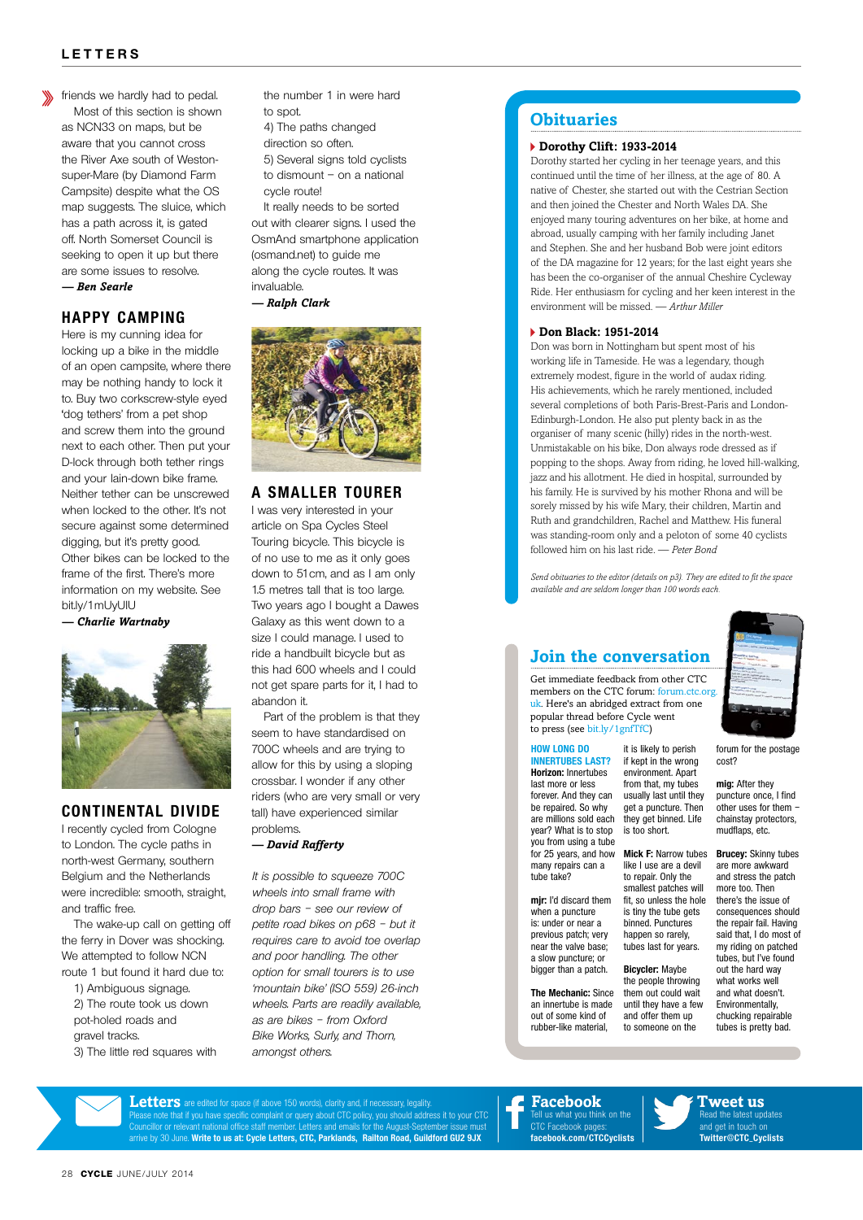friends we hardly had to pedal.

Most of this section is shown as NCN33 on maps, but be aware that you cannot cross the River Axe south of Weston-super-Mare (by Diamond Farm Campsite) despite what the OS map suggests. The sluice, which has a path across it, is gated off. North Somerset Council is seeking to open it up but there are some issues to resolve.

***— Ben Searle***

## HAPPY CAMPING

Here is my cunning idea for locking up a bike in the middle of an open campsite, where there may be nothing handy to lock it to. Buy two corkscrew-style eyed 'dog tethers' from a pet shop and screw them into the ground next to each other. Then put your D-lock through both tether rings and your lain-down bike frame. Neither tether can be unscrewed when locked to the other. It's not secure against some determined digging, but it's pretty good. Other bikes can be locked to the frame of the first. There's more information on my website. See bit.ly/1mUyUlU

***— Charlie Wartnaby***

## CONTINENTAL DIVIDE

I recently cycled from Cologne to London. The cycle paths in north-west Germany, southern Belgium and the Netherlands were incredible: smooth, straight, and traffic free.

The wake-up call on getting off the ferry in Dover was shocking. We attempted to follow NCN route 1 but found it hard due to:

1) Ambiguous signage.
2) The route took us down pot-holed roads and gravel tracks.
3) The little red squares with the number 1 in were hard to spot.
4) The paths changed direction so often.
5) Several signs told cyclists to dismount – on a national cycle route!

It really needs to be sorted out with clearer signs. I used the OsmAnd smartphone application (osmand.net) to guide me along the cycle routes. It was invaluable.

***— Ralph Clark***

## A SMALLER TOURER

I was very interested in your article on Spa Cycles Steel Touring bicycle. This bicycle is of no use to me as it only goes down to 51cm, and as I am only 1.5 metres tall that is too large. Two years ago I bought a Dawes Galaxy as this went down to a size I could manage. I used to ride a handbuilt bicycle but as this had 600 wheels and I could not get spare parts for it, I had to abandon it.

Part of the problem is that they seem to have standardised on 700C wheels and are trying to allow for this by using a sloping crossbar. I wonder if any other riders (who are very small or very tall) have experienced similar problems.

***— David Rafferty***

*It is possible to squeeze 700C wheels into small frame with drop bars – see our review of petite road bikes on p68 – but it requires care to avoid toe overlap and poor handling. The other option for small tourers is to use 'mountain bike' (ISO 559) 26-inch wheels. Parts are readily available, as are bikes – from Oxford Bike Works, Surly, and Thorn, amongst others.*

## Obituaries

### Dorothy Clift: 1933-2014

Dorothy started her cycling in her teenage years, and this continued until the time of her illness, at the age of 80. A native of Chester, she started out with the Cestrian Section and then joined the Chester and North Wales DA. She enjoyed many touring adventures on her bike, at home and abroad, usually camping with her family including Janet and Stephen. She and her husband Bob were joint editors of the DA magazine for 12 years; for the last eight years she has been the co-organiser of the annual Cheshire Cycleway Ride. Her enthusiasm for cycling and her keen interest in the environment will be missed. — *Arthur Miller*

### Don Black: 1951-2014

Don was born in Nottingham but spent most of his working life in Tameside. He was a legendary, though extremely modest, figure in the world of audax riding. His achievements, which he rarely mentioned, included several completions of both Paris-Brest-Paris and London-Edinburgh-London. He also put plenty back in as the organiser of many scenic (hilly) rides in the north-west. Unmistakable on his bike, Don always rode dressed as if popping to the shops. Away from riding, he loved hill-walking, jazz and his allotment. He died in hospital, surrounded by his family. He is survived by his mother Rhona and will be sorely missed by his wife Mary, their children, Martin and Ruth and grandchildren, Rachel and Matthew. His funeral was standing-room only and a peloton of some 40 cyclists followed him on his last ride. — *Peter Bond*

*Send obituaries to the editor (details on p3). They are edited to fit the space available and are seldom longer than 100 words each.*

## Join the conversation

Get immediate feedback from other CTC members on the CTC forum: forum.ctc.org.uk. Here's an abridged extract from one popular thread before Cycle went to press (see bit.ly/1gnfTfC)

**HOW LONG DO INNERTUBES LAST?**

**Horizon:** Innertubes last more or less forever. And they can be repaired. So why are millions sold each year? What is to stop you from using a tube for 25 years, and how many repairs can a tube take?

**mjr:** I'd discard them when a puncture is: under or near a previous patch; very near the valve base; a slow puncture; or bigger than a patch.

**The Mechanic:** Since an innertube is made out of some kind of rubber-like material, it is likely to perish if kept in the wrong environment. Apart from that, my tubes usually last until they get a puncture. Then they get binned. Life is too short.

**Mick F:** Narrow tubes like I use are a devil to repair. Only the smallest patches will fit, so unless the hole is tiny the tube gets binned. Punctures happen so rarely, tubes last for years.

**Bicycler:** Maybe the people throwing them out could wait until they have a few and offer them up to someone on the forum for the postage cost?

**mig:** After they puncture once, I find other uses for them – chainstay protectors, mudflaps, etc.

**Brucey:** Skinny tubes are more awkward and stress the patch more too. Then there's the issue of consequences should the repair fail. Having said that, I do most of my riding on patched tubes, but I've found out the hard way what works well and what doesn't. Environmentally, chucking repairable tubes is pretty bad.

**Letters** are edited for space (if above 150 words), clarity and, if necessary, legality. Please note that if you have specific complaint or query about CTC policy, you should address it to your CTC Councillor or relevant national office staff member. Letters and emails for the August-September issue must arrive by 30 June. **Write to us at: Cycle Letters, CTC, Parklands, Railton Road, Guildford GU2 9JX**

**Facebook** Tell us what you think on the CTC Facebook pages: **facebook.com/CTCCyclists**

**Tweet us** Read the latest updates and get in touch on **Twitter@CTC_Cyclists**